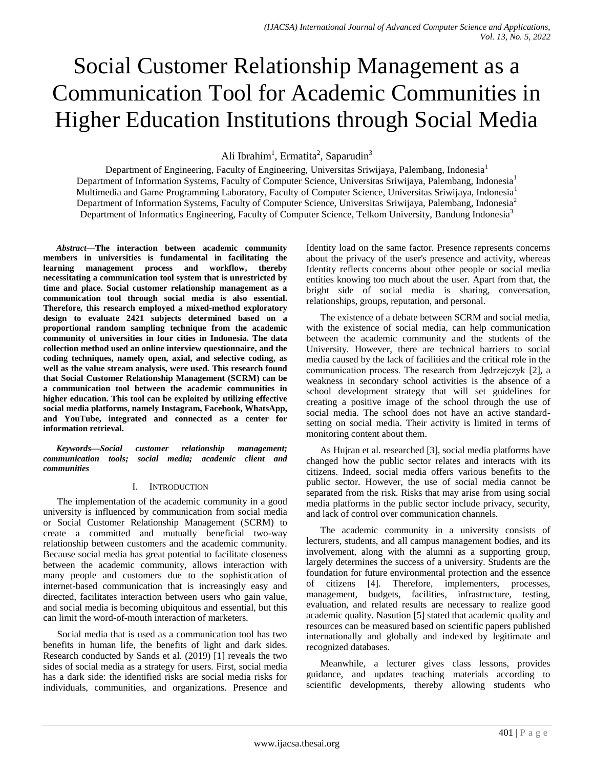# Social Customer Relationship Management as a Communication Tool for Academic Communities in Higher Education Institutions through Social Media

Ali Ibrahim[1], Ermatita[2], Saparudin[3]

Department of Engineering, Faculty of Engineering, Universitas Sriwijaya, Palembang, Indonesia[1]
Department of Information Systems, Faculty of Computer Science, Universitas Sriwijaya, Palembang, Indonesia[1]
Multimedia and Game Programming Laboratory, Faculty of Computer Science, Universitas Sriwijaya, Indonesia[1]
Department of Information Systems, Faculty of Computer Science, Universitas Sriwijaya, Palembang, Indonesia[2]
Department of Informatics Engineering, Faculty of Computer Science, Telkom University, Bandung Indonesia[3]

***Abstract*—The interaction between academic community members in universities is fundamental in facilitating the learning management process and workflow, thereby necessitating a communication tool system that is unrestricted by time and place. Social customer relationship management as a communication tool through social media is also essential. Therefore, this research employed a mixed-method exploratory design to evaluate 2421 subjects determined based on a proportional random sampling technique from the academic community of universities in four cities in Indonesia. The data collection method used an online interview questionnaire, and the coding techniques, namely open, axial, and selective coding, as well as the value stream analysis, were used. This research found that Social Customer Relationship Management (SCRM) can be a communication tool between the academic communities in higher education. This tool can be exploited by utilizing effective social media platforms, namely Instagram, Facebook, WhatsApp, and YouTube, integrated and connected as a center for information retrieval.**

***Keywords*—Social customer relationship management; communication tools; social media; academic client and communities**

## I. Introduction

The implementation of the academic community in a good university is influenced by communication from social media or Social Customer Relationship Management (SCRM) to create a committed and mutually beneficial two-way relationship between customers and the academic community. Because social media has great potential to facilitate closeness between the academic community, allows interaction with many people and customers due to the sophistication of internet-based communication that is increasingly easy and directed, facilitates interaction between users who gain value, and social media is becoming ubiquitous and essential, but this can limit the word-of-mouth interaction of marketers.

Social media that is used as a communication tool has two benefits in human life, the benefits of light and dark sides. Research conducted by Sands et al. (2019) [1] reveals the two sides of social media as a strategy for users. First, social media has a dark side: the identified risks are social media risks for individuals, communities, and organizations. Presence and Identity load on the same factor. Presence represents concerns about the privacy of the user's presence and activity, whereas Identity reflects concerns about other people or social media entities knowing too much about the user. Apart from that, the bright side of social media is sharing, conversation, relationships, groups, reputation, and personal.

The existence of a debate between SCRM and social media, with the existence of social media, can help communication between the academic community and the students of the University. However, there are technical barriers to social media caused by the lack of facilities and the critical role in the communication process. The research from Jędrzejczyk [2], a weakness in secondary school activities is the absence of a school development strategy that will set guidelines for creating a positive image of the school through the use of social media. The school does not have an active standard-setting on social media. Their activity is limited in terms of monitoring content about them.

As Hujran et al. researched [3], social media platforms have changed how the public sector relates and interacts with its citizens. Indeed, social media offers various benefits to the public sector. However, the use of social media cannot be separated from the risk. Risks that may arise from using social media platforms in the public sector include privacy, security, and lack of control over communication channels.

The academic community in a university consists of lecturers, students, and all campus management bodies, and its involvement, along with the alumni as a supporting group, largely determines the success of a university. Students are the foundation for future environmental protection and the essence of citizens [4]. Therefore, implementers, processes, management, budgets, facilities, infrastructure, testing, evaluation, and related results are necessary to realize good academic quality. Nasution [5] stated that academic quality and resources can be measured based on scientific papers published internationally and globally and indexed by legitimate and recognized databases.

Meanwhile, a lecturer gives class lessons, provides guidance, and updates teaching materials according to scientific developments, thereby allowing students who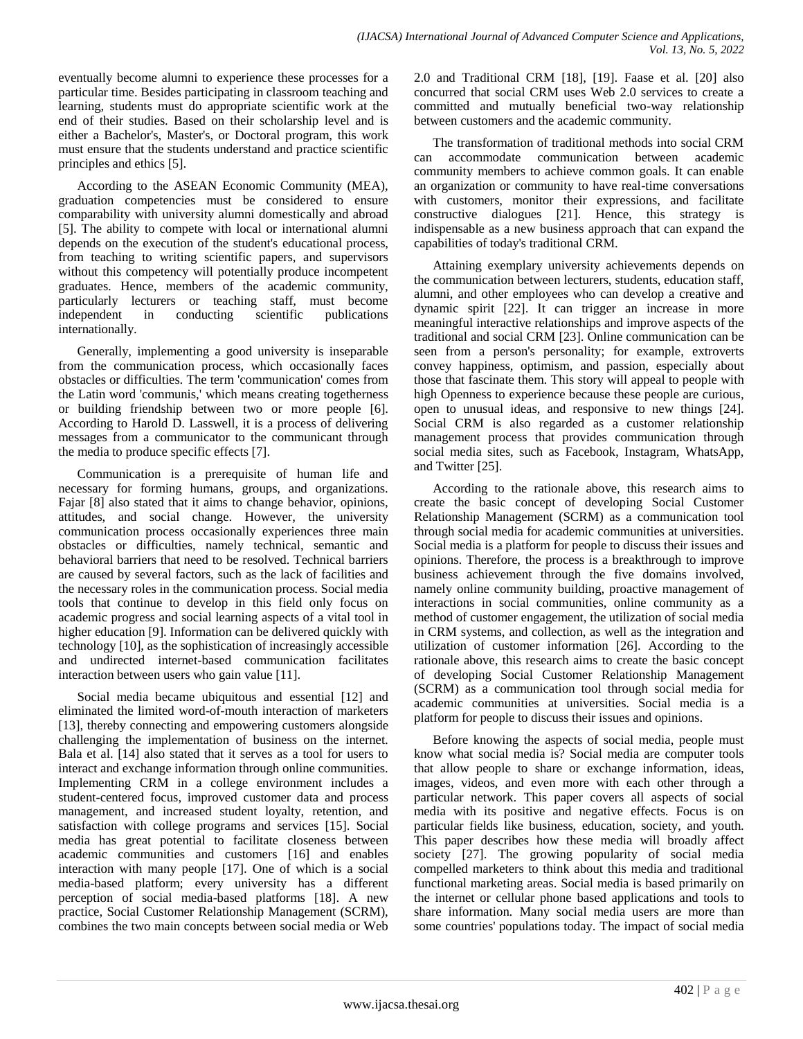eventually become alumni to experience these processes for a particular time. Besides participating in classroom teaching and learning, students must do appropriate scientific work at the end of their studies. Based on their scholarship level and is either a Bachelor's, Master's, or Doctoral program, this work must ensure that the students understand and practice scientific principles and ethics [5].

According to the ASEAN Economic Community (MEA), graduation competencies must be considered to ensure comparability with university alumni domestically and abroad [5]. The ability to compete with local or international alumni depends on the execution of the student's educational process, from teaching to writing scientific papers, and supervisors without this competency will potentially produce incompetent graduates. Hence, members of the academic community, particularly lecturers or teaching staff, must become independent in conducting scientific publications internationally.

Generally, implementing a good university is inseparable from the communication process, which occasionally faces obstacles or difficulties. The term 'communication' comes from the Latin word 'communis,' which means creating togetherness or building friendship between two or more people [6]. According to Harold D. Lasswell, it is a process of delivering messages from a communicator to the communicant through the media to produce specific effects [7].

Communication is a prerequisite of human life and necessary for forming humans, groups, and organizations. Fajar [8] also stated that it aims to change behavior, opinions, attitudes, and social change. However, the university communication process occasionally experiences three main obstacles or difficulties, namely technical, semantic and behavioral barriers that need to be resolved. Technical barriers are caused by several factors, such as the lack of facilities and the necessary roles in the communication process. Social media tools that continue to develop in this field only focus on academic progress and social learning aspects of a vital tool in higher education [9]. Information can be delivered quickly with technology [10], as the sophistication of increasingly accessible and undirected internet-based communication facilitates interaction between users who gain value [11].

Social media became ubiquitous and essential [12] and eliminated the limited word-of-mouth interaction of marketers [13], thereby connecting and empowering customers alongside challenging the implementation of business on the internet. Bala et al. [14] also stated that it serves as a tool for users to interact and exchange information through online communities. Implementing CRM in a college environment includes a student-centered focus, improved customer data and process management, and increased student loyalty, retention, and satisfaction with college programs and services [15]. Social media has great potential to facilitate closeness between academic communities and customers [16] and enables interaction with many people [17]. One of which is a social media-based platform; every university has a different perception of social media-based platforms [18]. A new practice, Social Customer Relationship Management (SCRM), combines the two main concepts between social media or Web 2.0 and Traditional CRM [18], [19]. Faase et al. [20] also concurred that social CRM uses Web 2.0 services to create a committed and mutually beneficial two-way relationship between customers and the academic community.

The transformation of traditional methods into social CRM can accommodate communication between academic community members to achieve common goals. It can enable an organization or community to have real-time conversations with customers, monitor their expressions, and facilitate constructive dialogues [21]. Hence, this strategy is indispensable as a new business approach that can expand the capabilities of today's traditional CRM.

Attaining exemplary university achievements depends on the communication between lecturers, students, education staff, alumni, and other employees who can develop a creative and dynamic spirit [22]. It can trigger an increase in more meaningful interactive relationships and improve aspects of the traditional and social CRM [23]. Online communication can be seen from a person's personality; for example, extroverts convey happiness, optimism, and passion, especially about those that fascinate them. This story will appeal to people with high Openness to experience because these people are curious, open to unusual ideas, and responsive to new things [24]. Social CRM is also regarded as a customer relationship management process that provides communication through social media sites, such as Facebook, Instagram, WhatsApp, and Twitter [25].

According to the rationale above, this research aims to create the basic concept of developing Social Customer Relationship Management (SCRM) as a communication tool through social media for academic communities at universities. Social media is a platform for people to discuss their issues and opinions. Therefore, the process is a breakthrough to improve business achievement through the five domains involved, namely online community building, proactive management of interactions in social communities, online community as a method of customer engagement, the utilization of social media in CRM systems, and collection, as well as the integration and utilization of customer information [26]. According to the rationale above, this research aims to create the basic concept of developing Social Customer Relationship Management (SCRM) as a communication tool through social media for academic communities at universities. Social media is a platform for people to discuss their issues and opinions.

Before knowing the aspects of social media, people must know what social media is? Social media are computer tools that allow people to share or exchange information, ideas, images, videos, and even more with each other through a particular network. This paper covers all aspects of social media with its positive and negative effects. Focus is on particular fields like business, education, society, and youth. This paper describes how these media will broadly affect society [27]. The growing popularity of social media compelled marketers to think about this media and traditional functional marketing areas. Social media is based primarily on the internet or cellular phone based applications and tools to share information. Many social media users are more than some countries' populations today. The impact of social media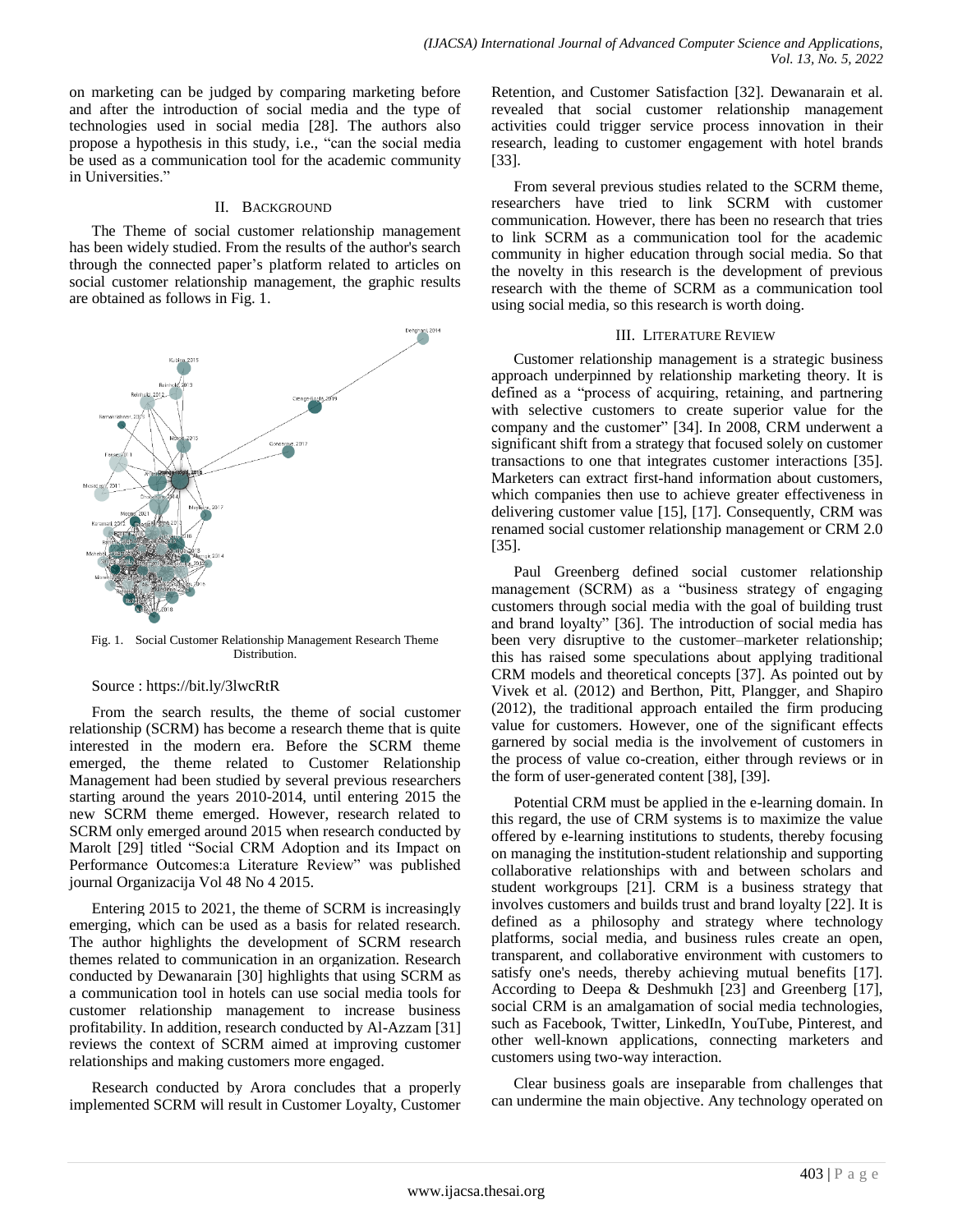on marketing can be judged by comparing marketing before and after the introduction of social media and the type of technologies used in social media [28]. The authors also propose a hypothesis in this study, i.e., "can the social media be used as a communication tool for the academic community in Universities."

## II. Background

The Theme of social customer relationship management has been widely studied. From the results of the author's search through the connected paper's platform related to articles on social customer relationship management, the graphic results are obtained as follows in Fig. 1.

Fig. 1. Social Customer Relationship Management Research Theme Distribution.

Source : https://bit.ly/3lwcRtR

From the search results, the theme of social customer relationship (SCRM) has become a research theme that is quite interested in the modern era. Before the SCRM theme emerged, the theme related to Customer Relationship Management had been studied by several previous researchers starting around the years 2010-2014, until entering 2015 the new SCRM theme emerged. However, research related to SCRM only emerged around 2015 when research conducted by Marolt [29] titled "Social CRM Adoption and its Impact on Performance Outcomes:a Literature Review" was published journal Organizacija Vol 48 No 4 2015.

Entering 2015 to 2021, the theme of SCRM is increasingly emerging, which can be used as a basis for related research. The author highlights the development of SCRM research themes related to communication in an organization. Research conducted by Dewanarain [30] highlights that using SCRM as a communication tool in hotels can use social media tools for customer relationship management to increase business profitability. In addition, research conducted by Al-Azzam [31] reviews the context of SCRM aimed at improving customer relationships and making customers more engaged.

Research conducted by Arora concludes that a properly implemented SCRM will result in Customer Loyalty, Customer Retention, and Customer Satisfaction [32]. Dewanarain et al. revealed that social customer relationship management activities could trigger service process innovation in their research, leading to customer engagement with hotel brands [33].

From several previous studies related to the SCRM theme, researchers have tried to link SCRM with customer communication. However, there has been no research that tries to link SCRM as a communication tool for the academic community in higher education through social media. So that the novelty in this research is the development of previous research with the theme of SCRM as a communication tool using social media, so this research is worth doing.

## III. Literature Review

Customer relationship management is a strategic business approach underpinned by relationship marketing theory. It is defined as a "process of acquiring, retaining, and partnering with selective customers to create superior value for the company and the customer" [34]. In 2008, CRM underwent a significant shift from a strategy that focused solely on customer transactions to one that integrates customer interactions [35]. Marketers can extract first-hand information about customers, which companies then use to achieve greater effectiveness in delivering customer value [15], [17]. Consequently, CRM was renamed social customer relationship management or CRM 2.0 [35].

Paul Greenberg defined social customer relationship management (SCRM) as a "business strategy of engaging customers through social media with the goal of building trust and brand loyalty" [36]. The introduction of social media has been very disruptive to the customer–marketer relationship; this has raised some speculations about applying traditional CRM models and theoretical concepts [37]. As pointed out by Vivek et al. (2012) and Berthon, Pitt, Plangger, and Shapiro (2012), the traditional approach entailed the firm producing value for customers. However, one of the significant effects garnered by social media is the involvement of customers in the process of value co-creation, either through reviews or in the form of user-generated content [38], [39].

Potential CRM must be applied in the e-learning domain. In this regard, the use of CRM systems is to maximize the value offered by e-learning institutions to students, thereby focusing on managing the institution-student relationship and supporting collaborative relationships with and between scholars and student workgroups [21]. CRM is a business strategy that involves customers and builds trust and brand loyalty [22]. It is defined as a philosophy and strategy where technology platforms, social media, and business rules create an open, transparent, and collaborative environment with customers to satisfy one's needs, thereby achieving mutual benefits [17]. According to Deepa & Deshmukh [23] and Greenberg [17], social CRM is an amalgamation of social media technologies, such as Facebook, Twitter, LinkedIn, YouTube, Pinterest, and other well-known applications, connecting marketers and customers using two-way interaction.

Clear business goals are inseparable from challenges that can undermine the main objective. Any technology operated on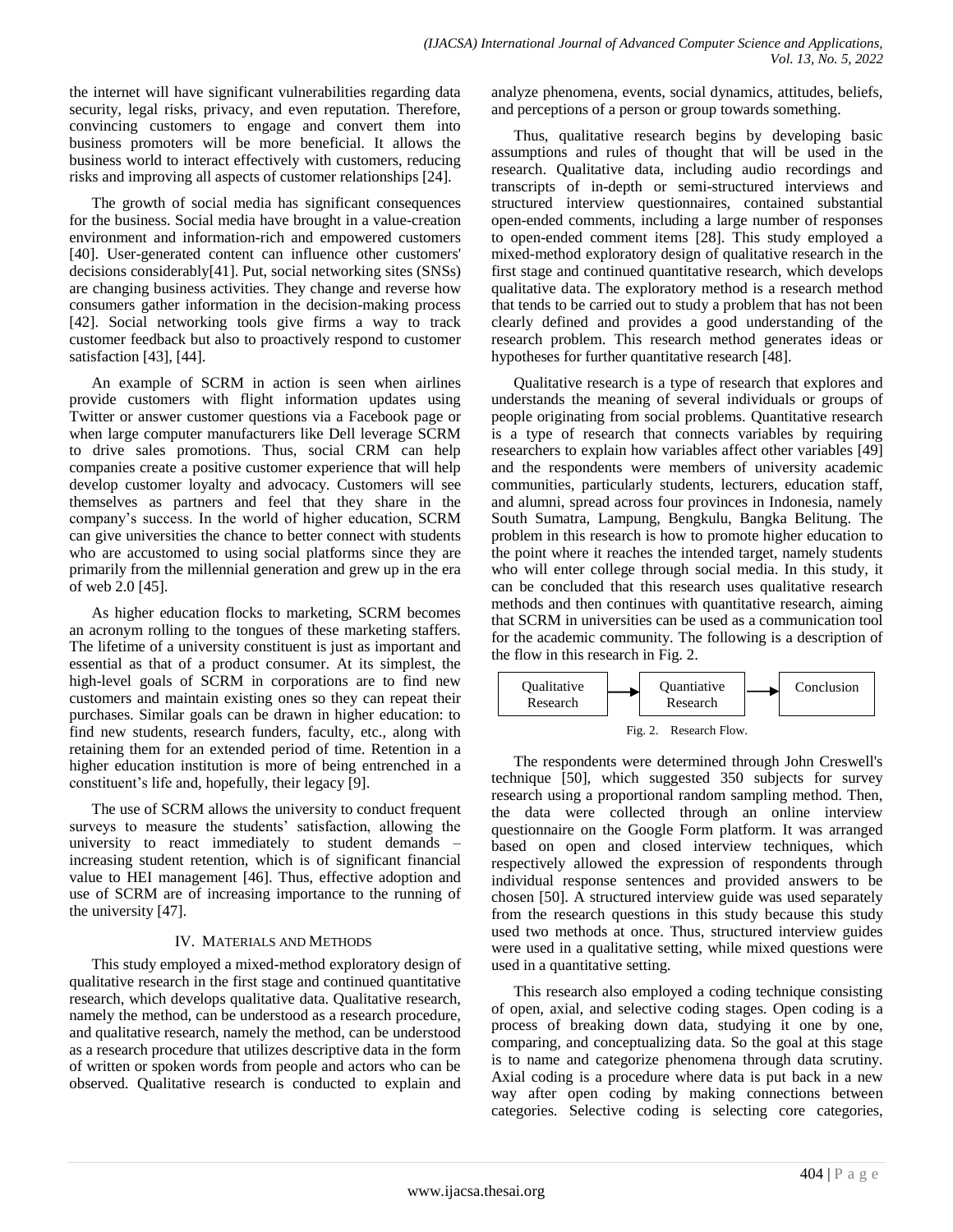the internet will have significant vulnerabilities regarding data security, legal risks, privacy, and even reputation. Therefore, convincing customers to engage and convert them into business promoters will be more beneficial. It allows the business world to interact effectively with customers, reducing risks and improving all aspects of customer relationships [24].

The growth of social media has significant consequences for the business. Social media have brought in a value-creation environment and information-rich and empowered customers [40]. User-generated content can influence other customers' decisions considerably[41]. Put, social networking sites (SNSs) are changing business activities. They change and reverse how consumers gather information in the decision-making process [42]. Social networking tools give firms a way to track customer feedback but also to proactively respond to customer satisfaction [43], [44].

An example of SCRM in action is seen when airlines provide customers with flight information updates using Twitter or answer customer questions via a Facebook page or when large computer manufacturers like Dell leverage SCRM to drive sales promotions. Thus, social CRM can help companies create a positive customer experience that will help develop customer loyalty and advocacy. Customers will see themselves as partners and feel that they share in the company's success. In the world of higher education, SCRM can give universities the chance to better connect with students who are accustomed to using social platforms since they are primarily from the millennial generation and grew up in the era of web 2.0 [45].

As higher education flocks to marketing, SCRM becomes an acronym rolling to the tongues of these marketing staffers. The lifetime of a university constituent is just as important and essential as that of a product consumer. At its simplest, the high-level goals of SCRM in corporations are to find new customers and maintain existing ones so they can repeat their purchases. Similar goals can be drawn in higher education: to find new students, research funders, faculty, etc., along with retaining them for an extended period of time. Retention in a higher education institution is more of being entrenched in a constituent's life and, hopefully, their legacy [9].

The use of SCRM allows the university to conduct frequent surveys to measure the students' satisfaction, allowing the university to react immediately to student demands – increasing student retention, which is of significant financial value to HEI management [46]. Thus, effective adoption and use of SCRM are of increasing importance to the running of the university [47].

## IV. Materials and Methods

This study employed a mixed-method exploratory design of qualitative research in the first stage and continued quantitative research, which develops qualitative data. Qualitative research, namely the method, can be understood as a research procedure, and qualitative research, namely the method, can be understood as a research procedure that utilizes descriptive data in the form of written or spoken words from people and actors who can be observed. Qualitative research is conducted to explain and analyze phenomena, events, social dynamics, attitudes, beliefs, and perceptions of a person or group towards something.

Thus, qualitative research begins by developing basic assumptions and rules of thought that will be used in the research. Qualitative data, including audio recordings and transcripts of in-depth or semi-structured interviews and structured interview questionnaires, contained substantial open-ended comments, including a large number of responses to open-ended comment items [28]. This study employed a mixed-method exploratory design of qualitative research in the first stage and continued quantitative research, which develops qualitative data. The exploratory method is a research method that tends to be carried out to study a problem that has not been clearly defined and provides a good understanding of the research problem. This research method generates ideas or hypotheses for further quantitative research [48].

Qualitative research is a type of research that explores and understands the meaning of several individuals or groups of people originating from social problems. Quantitative research is a type of research that connects variables by requiring researchers to explain how variables affect other variables [49] and the respondents were members of university academic communities, particularly students, lecturers, education staff, and alumni, spread across four provinces in Indonesia, namely South Sumatra, Lampung, Bengkulu, Bangka Belitung. The problem in this research is how to promote higher education to the point where it reaches the intended target, namely students who will enter college through social media. In this study, it can be concluded that this research uses qualitative research methods and then continues with quantitative research, aiming that SCRM in universities can be used as a communication tool for the academic community. The following is a description of the flow in this research in Fig. 2.

Qualitative Research → Quantiative Research → Conclusion

Fig. 2. Research Flow.

The respondents were determined through John Creswell's technique [50], which suggested 350 subjects for survey research using a proportional random sampling method. Then, the data were collected through an online interview questionnaire on the Google Form platform. It was arranged based on open and closed interview techniques, which respectively allowed the expression of respondents through individual response sentences and provided answers to be chosen [50]. A structured interview guide was used separately from the research questions in this study because this study used two methods at once. Thus, structured interview guides were used in a qualitative setting, while mixed questions were used in a quantitative setting.

This research also employed a coding technique consisting of open, axial, and selective coding stages. Open coding is a process of breaking down data, studying it one by one, comparing, and conceptualizing data. So the goal at this stage is to name and categorize phenomena through data scrutiny. Axial coding is a procedure where data is put back in a new way after open coding by making connections between categories. Selective coding is selecting core categories,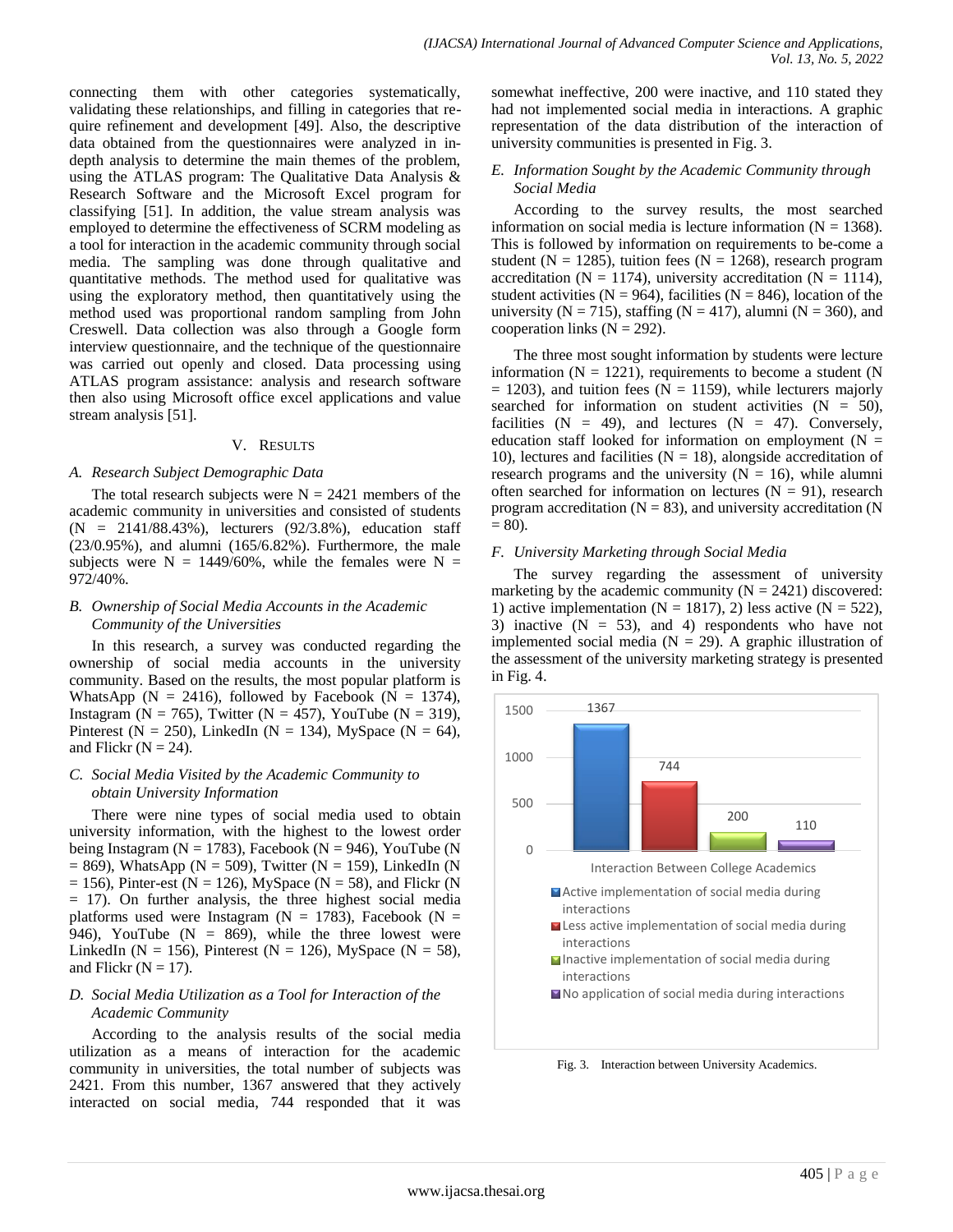connecting them with other categories systematically, validating these relationships, and filling in categories that require refinement and development [49]. Also, the descriptive data obtained from the questionnaires were analyzed in in-depth analysis to determine the main themes of the problem, using the ATLAS program: The Qualitative Data Analysis & Research Software and the Microsoft Excel program for classifying [51]. In addition, the value stream analysis was employed to determine the effectiveness of SCRM modeling as a tool for interaction in the academic community through social media. The sampling was done through qualitative and quantitative methods. The method used for qualitative was using the exploratory method, then quantitatively using the method used was proportional random sampling from John Creswell. Data collection was also through a Google form interview questionnaire, and the technique of the questionnaire was carried out openly and closed. Data processing using ATLAS program assistance: analysis and research software then also using Microsoft office excel applications and value stream analysis [51].

## V. Results

### A. Research Subject Demographic Data

The total research subjects were N = 2421 members of the academic community in universities and consisted of students (N = 2141/88.43%), lecturers (92/3.8%), education staff (23/0.95%), and alumni (165/6.82%). Furthermore, the male subjects were N = 1449/60%, while the females were N = 972/40%.

### B. Ownership of Social Media Accounts in the Academic Community of the Universities

In this research, a survey was conducted regarding the ownership of social media accounts in the university community. Based on the results, the most popular platform is WhatsApp (N = 2416), followed by Facebook (N = 1374), Instagram (N = 765), Twitter (N = 457), YouTube (N = 319), Pinterest (N = 250), LinkedIn (N = 134), MySpace (N = 64), and Flickr (N = 24).

### C. Social Media Visited by the Academic Community to obtain University Information

There were nine types of social media used to obtain university information, with the highest to the lowest order being Instagram (N = 1783), Facebook (N = 946), YouTube (N = 869), WhatsApp (N = 509), Twitter (N = 159), LinkedIn (N = 156), Pinter-est (N = 126), MySpace (N = 58), and Flickr (N = 17). On further analysis, the three highest social media platforms used were Instagram (N = 1783), Facebook (N = 946), YouTube (N = 869), while the three lowest were LinkedIn (N = 156), Pinterest (N = 126), MySpace (N = 58), and Flickr (N = 17).

### D. Social Media Utilization as a Tool for Interaction of the Academic Community

According to the analysis results of the social media utilization as a means of interaction for the academic community in universities, the total number of subjects was 2421. From this number, 1367 answered that they actively interacted on social media, 744 responded that it was somewhat ineffective, 200 were inactive, and 110 stated they had not implemented social media in interactions. A graphic representation of the data distribution of the interaction of university communities is presented in Fig. 3.

### E. Information Sought by the Academic Community through Social Media

According to the survey results, the most searched information on social media is lecture information (N = 1368). This is followed by information on requirements to be-come a student (N = 1285), tuition fees (N = 1268), research program accreditation (N = 1174), university accreditation (N = 1114), student activities (N = 964), facilities (N = 846), location of the university (N = 715), staffing (N = 417), alumni (N = 360), and cooperation links (N = 292).

The three most sought information by students were lecture information (N = 1221), requirements to become a student (N = 1203), and tuition fees (N = 1159), while lecturers majorly searched for information on student activities (N = 50), facilities (N = 49), and lectures (N = 47). Conversely, education staff looked for information on employment (N = 10), lectures and facilities (N = 18), alongside accreditation of research programs and the university (N = 16), while alumni often searched for information on lectures (N = 91), research program accreditation (N = 83), and university accreditation (N = 80).

### F. University Marketing through Social Media

The survey regarding the assessment of university marketing by the academic community (N = 2421) discovered: 1) active implementation (N = 1817), 2) less active (N = 522), 3) inactive (N = 53), and 4) respondents who have not implemented social media (N = 29). A graphic illustration of the assessment of the university marketing strategy is presented in Fig. 4.

| Interaction Between College Academics | Value |
|---|---|
| Active implementation of social media during interactions | 1367 |
| Less active implementation of social media during interactions | 744 |
| Inactive implementation of social media during interactions | 200 |
| No application of social media during interactions | 110 |

Fig. 3. Interaction between University Academics.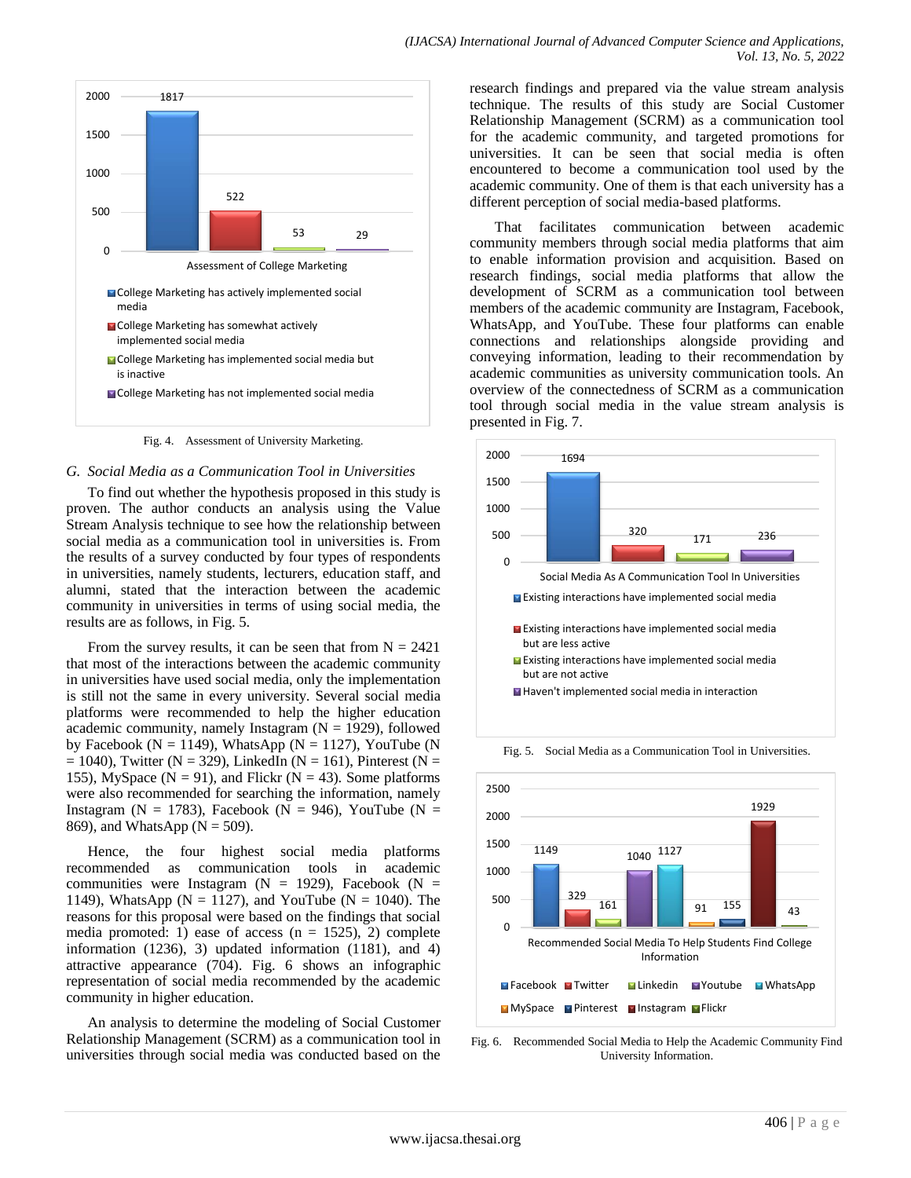Fig. 4. Assessment of University Marketing.

### G. Social Media as a Communication Tool in Universities

To find out whether the hypothesis proposed in this study is proven. The author conducts an analysis using the Value Stream Analysis technique to see how the relationship between social media as a communication tool in universities is. From the results of a survey conducted by four types of respondents in universities, namely students, lecturers, education staff, and alumni, stated that the interaction between the academic community in universities in terms of using social media, the results are as follows, in Fig. 5.

From the survey results, it can be seen that from N = 2421 that most of the interactions between the academic community in universities have used social media, only the implementation is still not the same in every university. Several social media platforms were recommended to help the higher education academic community, namely Instagram (N = 1929), followed by Facebook (N = 1149), WhatsApp (N = 1127), YouTube (N = 1040), Twitter (N = 329), LinkedIn (N = 161), Pinterest (N = 155), MySpace (N = 91), and Flickr (N = 43). Some platforms were also recommended for searching the information, namely Instagram (N = 1783), Facebook (N = 946), YouTube (N = 869), and WhatsApp (N = 509).

Hence, the four highest social media platforms recommended as communication tools in academic communities were Instagram (N = 1929), Facebook (N = 1149), WhatsApp (N = 1127), and YouTube (N = 1040). The reasons for this proposal were based on the findings that social media promoted: 1) ease of access (n = 1525), 2) complete information (1236), 3) updated information (1181), and 4) attractive appearance (704). Fig. 6 shows an infographic representation of social media recommended by the academic community in higher education.

An analysis to determine the modeling of Social Customer Relationship Management (SCRM) as a communication tool in universities through social media was conducted based on the research findings and prepared via the value stream analysis technique. The results of this study are Social Customer Relationship Management (SCRM) as a communication tool for the academic community, and targeted promotions for universities. It can be seen that social media is often encountered to become a communication tool used by the academic community. One of them is that each university has a different perception of social media-based platforms.

That facilitates communication between academic community members through social media platforms that aim to enable information provision and acquisition. Based on research findings, social media platforms that allow the development of SCRM as a communication tool between members of the academic community are Instagram, Facebook, WhatsApp, and YouTube. These four platforms can enable connections and relationships alongside providing and conveying information, leading to their recommendation by academic communities as university communication tools. An overview of the connectedness of SCRM as a communication tool through social media in the value stream analysis is presented in Fig. 7.

Fig. 5. Social Media as a Communication Tool in Universities.

Fig. 6. Recommended Social Media to Help the Academic Community Find University Information.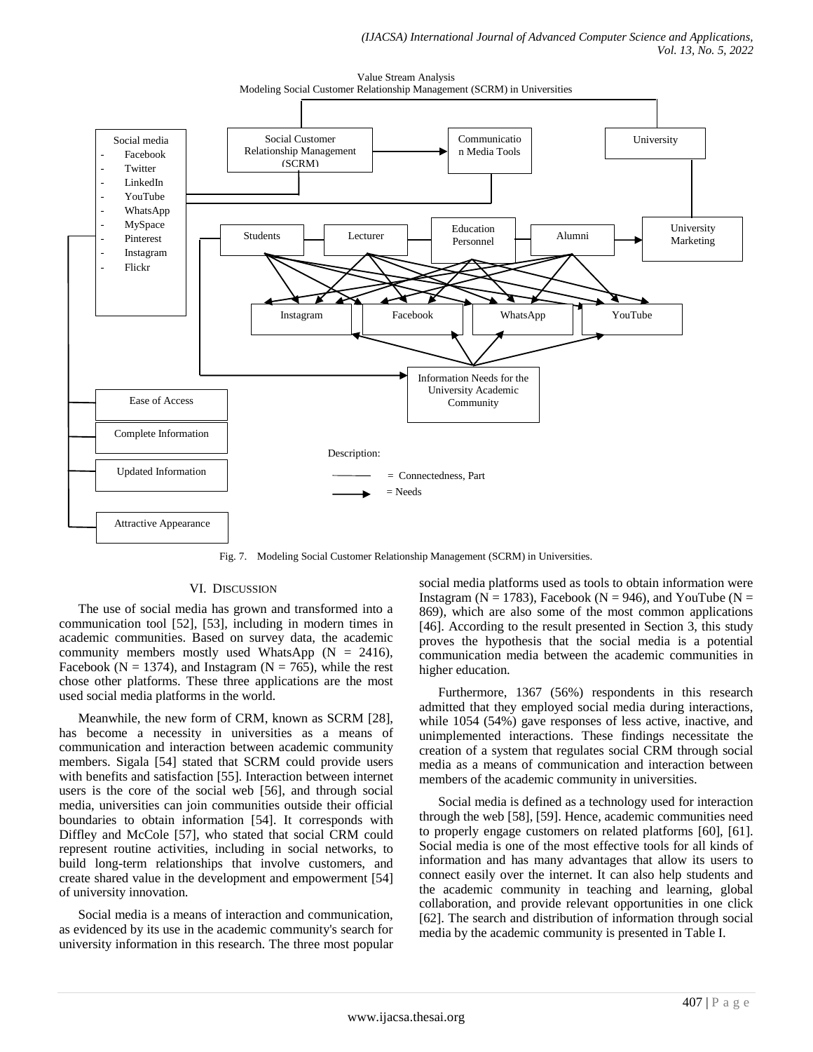Value Stream Analysis

Modeling Social Customer Relationship Management (SCRM) in Universities

Social media
- Facebook
- Twitter
- LinkedIn
- YouTube
- WhatsApp
- MySpace
- Pinterest
- Instagram
- Flickr

Social Customer Relationship Management (SCRM)

Communication Media Tools

University

Students | Lecturer | Education Personnel | Alumni | University Marketing

Instagram | Facebook | WhatsApp | YouTube

Information Needs for the University Academic Community

Ease of Access

Complete Information

Updated Information

Attractive Appearance

Description:

—— = Connectedness, Part

→ = Needs

Fig. 7. Modeling Social Customer Relationship Management (SCRM) in Universities.

## VI. Discussion

The use of social media has grown and transformed into a communication tool [52], [53], including in modern times in academic communities. Based on survey data, the academic community members mostly used WhatsApp (N = 2416), Facebook (N = 1374), and Instagram (N = 765), while the rest chose other platforms. These three applications are the most used social media platforms in the world.

Meanwhile, the new form of CRM, known as SCRM [28], has become a necessity in universities as a means of communication and interaction between academic community members. Sigala [54] stated that SCRM could provide users with benefits and satisfaction [55]. Interaction between internet users is the core of the social web [56], and through social media, universities can join communities outside their official boundaries to obtain information [54]. It corresponds with Diffley and McCole [57], who stated that social CRM could represent routine activities, including in social networks, to build long-term relationships that involve customers, and create shared value in the development and empowerment [54] of university innovation.

Social media is a means of interaction and communication, as evidenced by its use in the academic community's search for university information in this research. The three most popular social media platforms used as tools to obtain information were Instagram (N = 1783), Facebook (N = 946), and YouTube (N = 869), which are also some of the most common applications [46]. According to the result presented in Section 3, this study proves the hypothesis that the social media is a potential communication media between the academic communities in higher education.

Furthermore, 1367 (56%) respondents in this research admitted that they employed social media during interactions, while 1054 (54%) gave responses of less active, inactive, and unimplemented interactions. These findings necessitate the creation of a system that regulates social CRM through social media as a means of communication and interaction between members of the academic community in universities.

Social media is defined as a technology used for interaction through the web [58], [59]. Hence, academic communities need to properly engage customers on related platforms [60], [61]. Social media is one of the most effective tools for all kinds of information and has many advantages that allow its users to connect easily over the internet. It can also help students and the academic community in teaching and learning, global collaboration, and provide relevant opportunities in one click [62]. The search and distribution of information through social media by the academic community is presented in Table I.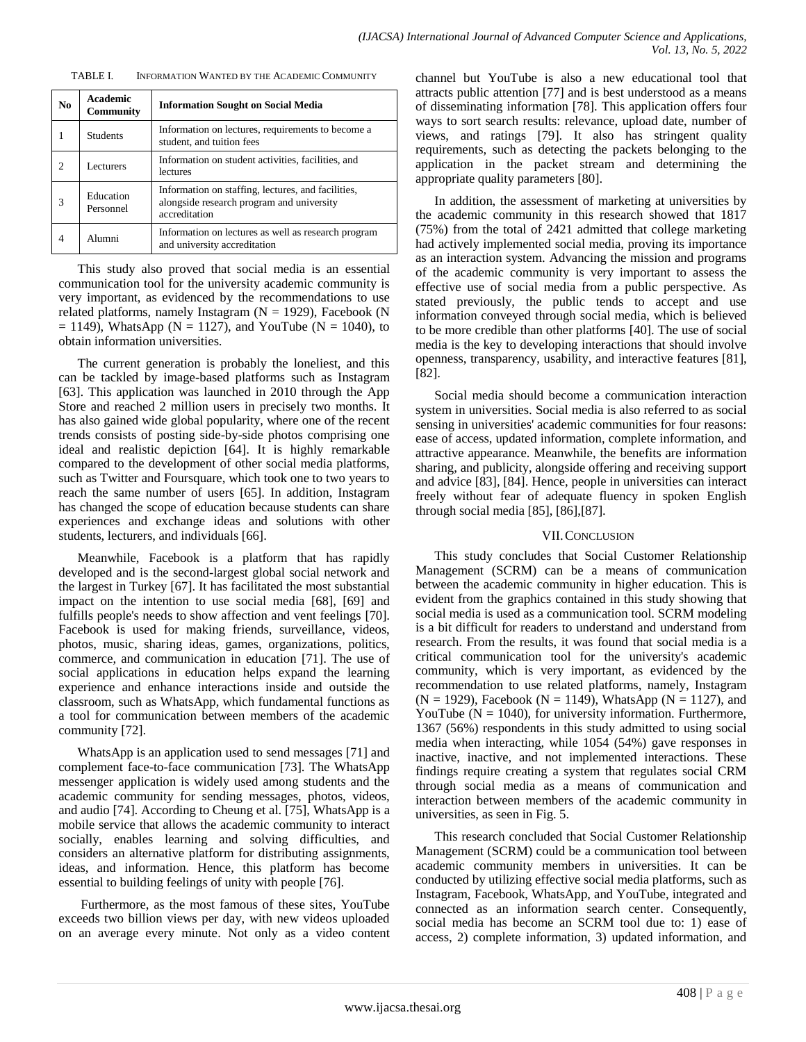TABLE I. INFORMATION WANTED BY THE ACADEMIC COMMUNITY

| No | Academic Community | Information Sought on Social Media |
|---|---|---|
| 1 | Students | Information on lectures, requirements to become a student, and tuition fees |
| 2 | Lecturers | Information on student activities, facilities, and lectures |
| 3 | Education Personnel | Information on staffing, lectures, and facilities, alongside research program and university accreditation |
| 4 | Alumni | Information on lectures as well as research program and university accreditation |

This study also proved that social media is an essential communication tool for the university academic community is very important, as evidenced by the recommendations to use related platforms, namely Instagram (N = 1929), Facebook (N = 1149), WhatsApp (N = 1127), and YouTube (N = 1040), to obtain information universities.

The current generation is probably the loneliest, and this can be tackled by image-based platforms such as Instagram [63]. This application was launched in 2010 through the App Store and reached 2 million users in precisely two months. It has also gained wide global popularity, where one of the recent trends consists of posting side-by-side photos comprising one ideal and realistic depiction [64]. It is highly remarkable compared to the development of other social media platforms, such as Twitter and Foursquare, which took one to two years to reach the same number of users [65]. In addition, Instagram has changed the scope of education because students can share experiences and exchange ideas and solutions with other students, lecturers, and individuals [66].

Meanwhile, Facebook is a platform that has rapidly developed and is the second-largest global social network and the largest in Turkey [67]. It has facilitated the most substantial impact on the intention to use social media [68], [69] and fulfills people's needs to show affection and vent feelings [70]. Facebook is used for making friends, surveillance, videos, photos, music, sharing ideas, games, organizations, politics, commerce, and communication in education [71]. The use of social applications in education helps expand the learning experience and enhance interactions inside and outside the classroom, such as WhatsApp, which fundamental functions as a tool for communication between members of the academic community [72].

WhatsApp is an application used to send messages [71] and complement face-to-face communication [73]. The WhatsApp messenger application is widely used among students and the academic community for sending messages, photos, videos, and audio [74]. According to Cheung et al. [75], WhatsApp is a mobile service that allows the academic community to interact socially, enables learning and solving difficulties, and considers an alternative platform for distributing assignments, ideas, and information. Hence, this platform has become essential to building feelings of unity with people [76].

Furthermore, as the most famous of these sites, YouTube exceeds two billion views per day, with new videos uploaded on an average every minute. Not only as a video content channel but YouTube is also a new educational tool that attracts public attention [77] and is best understood as a means of disseminating information [78]. This application offers four ways to sort search results: relevance, upload date, number of views, and ratings [79]. It also has stringent quality requirements, such as detecting the packets belonging to the application in the packet stream and determining the appropriate quality parameters [80].

In addition, the assessment of marketing at universities by the academic community in this research showed that 1817 (75%) from the total of 2421 admitted that college marketing had actively implemented social media, proving its importance as an interaction system. Advancing the mission and programs of the academic community is very important to assess the effective use of social media from a public perspective. As stated previously, the public tends to accept and use information conveyed through social media, which is believed to be more credible than other platforms [40]. The use of social media is the key to developing interactions that should involve openness, transparency, usability, and interactive features [81], [82].

Social media should become a communication interaction system in universities. Social media is also referred to as social sensing in universities' academic communities for four reasons: ease of access, updated information, complete information, and attractive appearance. Meanwhile, the benefits are information sharing, and publicity, alongside offering and receiving support and advice [83], [84]. Hence, people in universities can interact freely without fear of adequate fluency in spoken English through social media [85], [86],[87].

## VII. CONCLUSION

This study concludes that Social Customer Relationship Management (SCRM) can be a means of communication between the academic community in higher education. This is evident from the graphics contained in this study showing that social media is used as a communication tool. SCRM modeling is a bit difficult for readers to understand and understand from research. From the results, it was found that social media is a critical communication tool for the university's academic community, which is very important, as evidenced by the recommendation to use related platforms, namely, Instagram (N = 1929), Facebook (N = 1149), WhatsApp (N = 1127), and YouTube (N = 1040), for university information. Furthermore, 1367 (56%) respondents in this study admitted to using social media when interacting, while 1054 (54%) gave responses in inactive, inactive, and not implemented interactions. These findings require creating a system that regulates social CRM through social media as a means of communication and interaction between members of the academic community in universities, as seen in Fig. 5.

This research concluded that Social Customer Relationship Management (SCRM) could be a communication tool between academic community members in universities. It can be conducted by utilizing effective social media platforms, such as Instagram, Facebook, WhatsApp, and YouTube, integrated and connected as an information search center. Consequently, social media has become an SCRM tool due to: 1) ease of access, 2) complete information, 3) updated information, and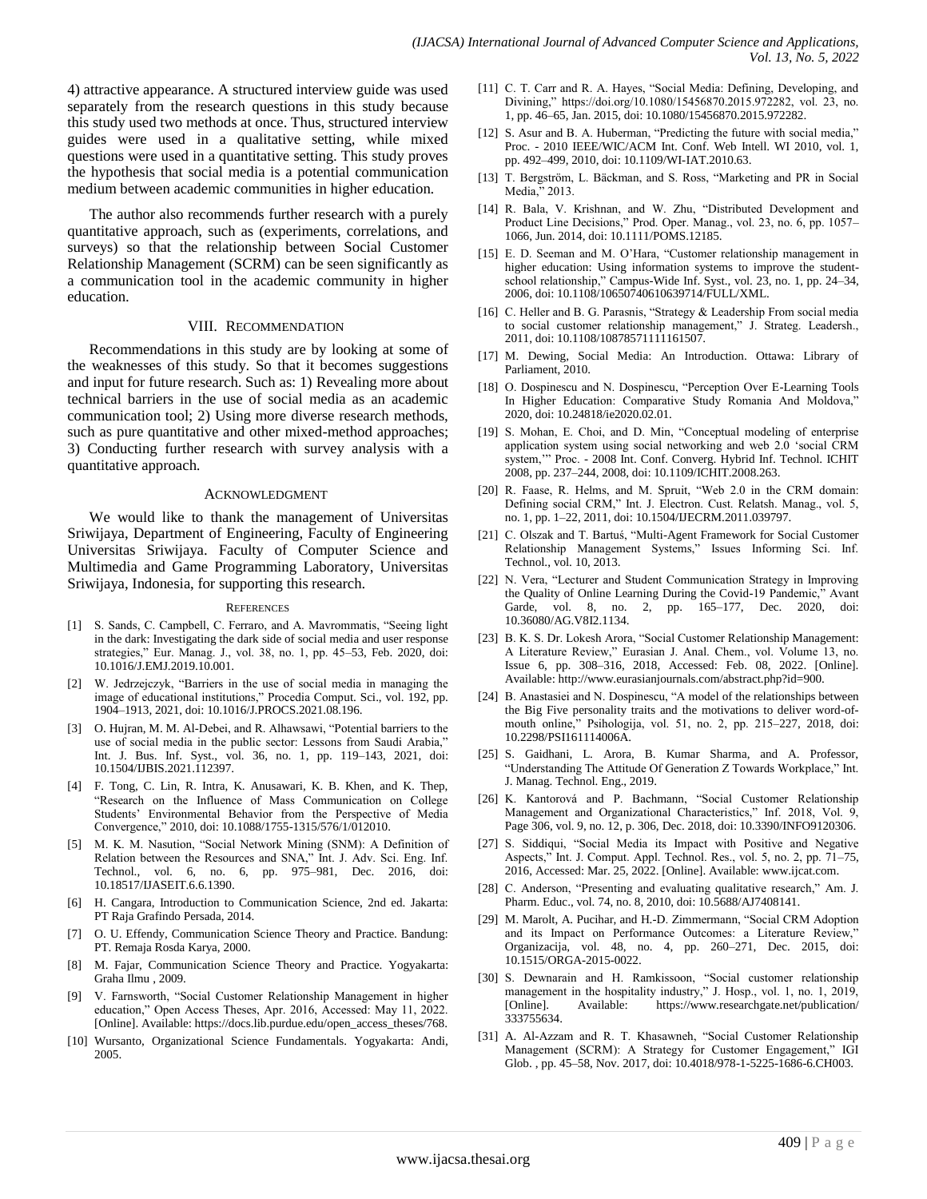4) attractive appearance. A structured interview guide was used separately from the research questions in this study because this study used two methods at once. Thus, structured interview guides were used in a qualitative setting, while mixed questions were used in a quantitative setting. This study proves the hypothesis that social media is a potential communication medium between academic communities in higher education.

The author also recommends further research with a purely quantitative approach, such as (experiments, correlations, and surveys) so that the relationship between Social Customer Relationship Management (SCRM) can be seen significantly as a communication tool in the academic community in higher education.

## VIII. Recommendation

Recommendations in this study are by looking at some of the weaknesses of this study. So that it becomes suggestions and input for future research. Such as: 1) Revealing more about technical barriers in the use of social media as an academic communication tool; 2) Using more diverse research methods, such as pure quantitative and other mixed-method approaches; 3) Conducting further research with survey analysis with a quantitative approach.

## Acknowledgment

We would like to thank the management of Universitas Sriwijaya, Department of Engineering, Faculty of Engineering Universitas Sriwijaya. Faculty of Computer Science and Multimedia and Game Programming Laboratory, Universitas Sriwijaya, Indonesia, for supporting this research.

## References

[1] S. Sands, C. Campbell, C. Ferraro, and A. Mavrommatis, "Seeing light in the dark: Investigating the dark side of social media and user response strategies," Eur. Manag. J., vol. 38, no. 1, pp. 45–53, Feb. 2020, doi: 10.1016/J.EMJ.2019.10.001.

[2] W. Jedrzejczyk, "Barriers in the use of social media in managing the image of educational institutions," Procedia Comput. Sci., vol. 192, pp. 1904–1913, 2021, doi: 10.1016/J.PROCS.2021.08.196.

[3] O. Hujran, M. M. Al-Debei, and R. Alhawsawi, "Potential barriers to the use of social media in the public sector: Lessons from Saudi Arabia," Int. J. Bus. Inf. Syst., vol. 36, no. 1, pp. 119–143, 2021, doi: 10.1504/IJBIS.2021.112397.

[4] F. Tong, C. Lin, R. Intra, K. Anusawari, K. B. Khen, and K. Thep, "Research on the Influence of Mass Communication on College Students' Environmental Behavior from the Perspective of Media Convergence," 2010, doi: 10.1088/1755-1315/576/1/012010.

[5] M. K. M. Nasution, "Social Network Mining (SNM): A Definition of Relation between the Resources and SNA," Int. J. Adv. Sci. Eng. Inf. Technol., vol. 6, no. 6, pp. 975–981, Dec. 2016, doi: 10.18517/IJASEIT.6.6.1390.

[6] H. Cangara, Introduction to Communication Science, 2nd ed. Jakarta: PT Raja Grafindo Persada, 2014.

[7] O. U. Effendy, Communication Science Theory and Practice. Bandung: PT. Remaja Rosda Karya, 2000.

[8] M. Fajar, Communication Science Theory and Practice. Yogyakarta: Graha Ilmu , 2009.

[9] V. Farnsworth, "Social Customer Relationship Management in higher education," Open Access Theses, Apr. 2016, Accessed: May 11, 2022. [Online]. Available: https://docs.lib.purdue.edu/open_access_theses/768.

[10] Wursanto, Organizational Science Fundamentals. Yogyakarta: Andi, 2005.

[11] C. T. Carr and R. A. Hayes, "Social Media: Defining, Developing, and Divining," https://doi.org/10.1080/15456870.2015.972282, vol. 23, no. 1, pp. 46–65, Jan. 2015, doi: 10.1080/15456870.2015.972282.

[12] S. Asur and B. A. Huberman, "Predicting the future with social media," Proc. - 2010 IEEE/WIC/ACM Int. Conf. Web Intell. WI 2010, vol. 1, pp. 492–499, 2010, doi: 10.1109/WI-IAT.2010.63.

[13] T. Bergström, L. Bäckman, and S. Ross, "Marketing and PR in Social Media," 2013.

[14] R. Bala, V. Krishnan, and W. Zhu, "Distributed Development and Product Line Decisions," Prod. Oper. Manag., vol. 23, no. 6, pp. 1057–1066, Jun. 2014, doi: 10.1111/POMS.12185.

[15] E. D. Seeman and M. O'Hara, "Customer relationship management in higher education: Using information systems to improve the student-school relationship," Campus-Wide Inf. Syst., vol. 23, no. 1, pp. 24–34, 2006, doi: 10.1108/10650740610639714/FULL/XML.

[16] C. Heller and B. G. Parasnis, "Strategy & Leadership From social media to social customer relationship management," J. Strateg. Leadersh., 2011, doi: 10.1108/10878571111161507.

[17] M. Dewing, Social Media: An Introduction. Ottawa: Library of Parliament, 2010.

[18] O. Dospinescu and N. Dospinescu, "Perception Over E-Learning Tools In Higher Education: Comparative Study Romania And Moldova," 2020, doi: 10.24818/ie2020.02.01.

[19] S. Mohan, E. Choi, and D. Min, "Conceptual modeling of enterprise application system using social networking and web 2.0 'social CRM system,'" Proc. - 2008 Int. Conf. Converg. Hybrid Inf. Technol. ICHIT 2008, pp. 237–244, 2008, doi: 10.1109/ICHIT.2008.263.

[20] R. Faase, R. Helms, and M. Spruit, "Web 2.0 in the CRM domain: Defining social CRM," Int. J. Electron. Cust. Relatsh. Manag., vol. 5, no. 1, pp. 1–22, 2011, doi: 10.1504/IJECRM.2011.039797.

[21] C. Olszak and T. Bartuś, "Multi-Agent Framework for Social Customer Relationship Management Systems," Issues Informing Sci. Inf. Technol., vol. 10, 2013.

[22] N. Vera, "Lecturer and Student Communication Strategy in Improving the Quality of Online Learning During the Covid-19 Pandemic," Avant Garde, vol. 8, no. 2, pp. 165–177, Dec. 2020, doi: 10.36080/AG.V8I2.1134.

[23] B. K. S. Dr. Lokesh Arora, "Social Customer Relationship Management: A Literature Review," Eurasian J. Anal. Chem., vol. Volume 13, no. Issue 6, pp. 308–316, 2018, Accessed: Feb. 08, 2022. [Online]. Available: http://www.eurasianjournals.com/abstract.php?id=900.

[24] B. Anastasiei and N. Dospinescu, "A model of the relationships between the Big Five personality traits and the motivations to deliver word-of-mouth online," Psihologija, vol. 51, no. 2, pp. 215–227, 2018, doi: 10.2298/PSI161114006A.

[25] S. Gaidhani, L. Arora, B. Kumar Sharma, and A. Professor, "Understanding The Attitude Of Generation Z Towards Workplace," Int. J. Manag. Technol. Eng., 2019.

[26] K. Kantorová and P. Bachmann, "Social Customer Relationship Management and Organizational Characteristics," Inf. 2018, Vol. 9, Page 306, vol. 9, no. 12, p. 306, Dec. 2018, doi: 10.3390/INFO9120306.

[27] S. Siddiqui, "Social Media its Impact with Positive and Negative Aspects," Int. J. Comput. Appl. Technol. Res., vol. 5, no. 2, pp. 71–75, 2016, Accessed: Mar. 25, 2022. [Online]. Available: www.ijcat.com.

[28] C. Anderson, "Presenting and evaluating qualitative research," Am. J. Pharm. Educ., vol. 74, no. 8, 2010, doi: 10.5688/AJ7408141.

[29] M. Marolt, A. Pucihar, and H.-D. Zimmermann, "Social CRM Adoption and its Impact on Performance Outcomes: a Literature Review," Organizacija, vol. 48, no. 4, pp. 260–271, Dec. 2015, doi: 10.1515/ORGA-2015-0022.

[30] S. Dewnarain and H. Ramkissoon, "Social customer relationship management in the hospitality industry," J. Hosp., vol. 1, no. 1, 2019, [Online]. Available: https://www.researchgate.net/publication/333755634.

[31] A. Al-Azzam and R. T. Khasawneh, "Social Customer Relationship Management (SCRM): A Strategy for Customer Engagement," IGI Glob. , pp. 45–58, Nov. 2017, doi: 10.4018/978-1-5225-1686-6.CH003.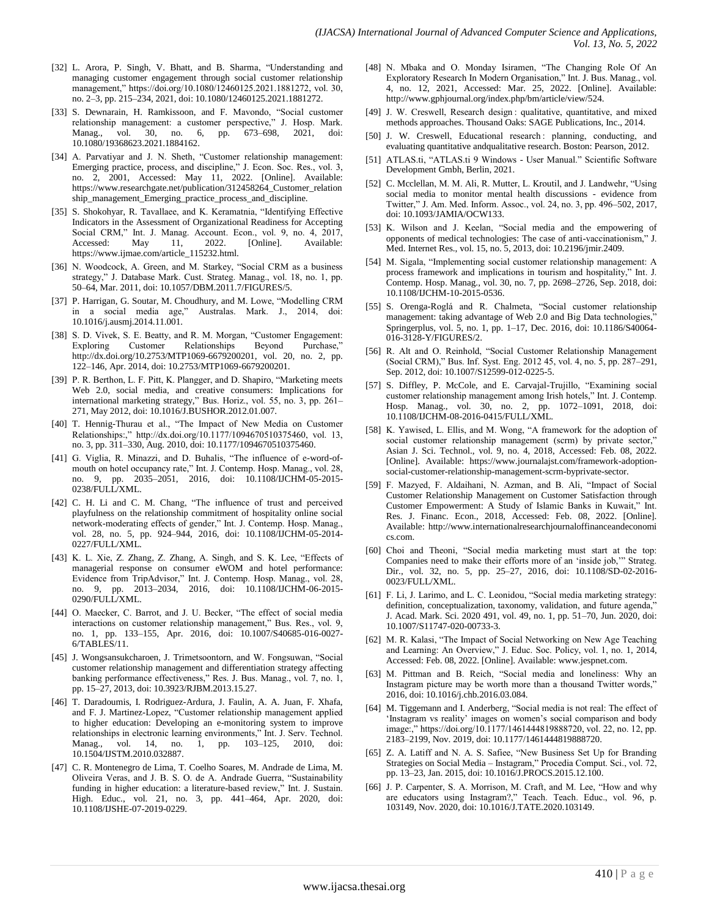[32] L. Arora, P. Singh, V. Bhatt, and B. Sharma, "Understanding and managing customer engagement through social customer relationship management," https://doi.org/10.1080/12460125.2021.1881272, vol. 30, no. 2–3, pp. 215–234, 2021, doi: 10.1080/12460125.2021.1881272.

[33] S. Dewnarain, H. Ramkissoon, and F. Mavondo, "Social customer relationship management: a customer perspective," J. Hosp. Mark. Manag., vol. 30, no. 6, pp. 673–698, 2021, doi: 10.1080/19368623.2021.1884162.

[34] A. Parvatiyar and J. N. Sheth, "Customer relationship management: Emerging practice, process, and discipline," J. Econ. Soc. Res., vol. 3, no. 2, 2001, Accessed: May 11, 2022. [Online]. Available: https://www.researchgate.net/publication/312458264_Customer_relationship_management_Emerging_practice_process_and_discipline.

[35] S. Shokohyar, R. Tavallaee, and K. Keramatnia, "Identifying Effective Indicators in the Assessment of Organizational Readiness for Accepting Social CRM," Int. J. Manag. Account. Econ., vol. 9, no. 4, 2017, Accessed: May 11, 2022. [Online]. Available: https://www.ijmae.com/article_115232.html.

[36] N. Woodcock, A. Green, and M. Starkey, "Social CRM as a business strategy," J. Database Mark. Cust. Strateg. Manag., vol. 18, no. 1, pp. 50–64, Mar. 2011, doi: 10.1057/DBM.2011.7/FIGURES/5.

[37] P. Harrigan, G. Soutar, M. Choudhury, and M. Lowe, "Modelling CRM in a social media age," Australas. Mark. J., 2014, doi: 10.1016/j.ausmj.2014.11.001.

[38] S. D. Vivek, S. E. Beatty, and R. M. Morgan, "Customer Engagement: Exploring Customer Relationships Beyond Purchase," http://dx.doi.org/10.2753/MTP1069-6679200201, vol. 20, no. 2, pp. 122–146, Apr. 2014, doi: 10.2753/MTP1069-6679200201.

[39] P. R. Berthon, L. F. Pitt, K. Plangger, and D. Shapiro, "Marketing meets Web 2.0, social media, and creative consumers: Implications for international marketing strategy," Bus. Horiz., vol. 55, no. 3, pp. 261–271, May 2012, doi: 10.1016/J.BUSHOR.2012.01.007.

[40] T. Hennig-Thurau et al., "The Impact of New Media on Customer Relationships:," http://dx.doi.org/10.1177/1094670510375460, vol. 13, no. 3, pp. 311–330, Aug. 2010, doi: 10.1177/1094670510375460.

[41] G. Viglia, R. Minazzi, and D. Buhalis, "The influence of e-word-of-mouth on hotel occupancy rate," Int. J. Contemp. Hosp. Manag., vol. 28, no. 9, pp. 2035–2051, 2016, doi: 10.1108/IJCHM-05-2015-0238/FULL/XML.

[42] C. H. Li and C. M. Chang, "The influence of trust and perceived playfulness on the relationship commitment of hospitality online social network-moderating effects of gender," Int. J. Contemp. Hosp. Manag., vol. 28, no. 5, pp. 924–944, 2016, doi: 10.1108/IJCHM-05-2014-0227/FULL/XML.

[43] K. L. Xie, Z. Zhang, Z. Zhang, A. Singh, and S. K. Lee, "Effects of managerial response on consumer eWOM and hotel performance: Evidence from TripAdvisor," Int. J. Contemp. Hosp. Manag., vol. 28, no. 9, pp. 2013–2034, 2016, doi: 10.1108/IJCHM-06-2015-0290/FULL/XML.

[44] O. Maecker, C. Barrot, and J. U. Becker, "The effect of social media interactions on customer relationship management," Bus. Res., vol. 9, no. 1, pp. 133–155, Apr. 2016, doi: 10.1007/S40685-016-0027-6/TABLES/11.

[45] J. Wongsansukcharoen, J. Trimetsoontorn, and W. Fongsuwan, "Social customer relationship management and differentiation strategy affecting banking performance effectiveness," Res. J. Bus. Manag., vol. 7, no. 1, pp. 15–27, 2013, doi: 10.3923/RJBM.2013.15.27.

[46] T. Daradoumis, I. Rodriguez-Ardura, J. Faulin, A. A. Juan, F. Xhafa, and F. J. Martinez-Lopez, "Customer relationship management applied to higher education: Developing an e-monitoring system to improve relationships in electronic learning environments," Int. J. Serv. Technol. Manag., vol. 14, no. 1, pp. 103–125, 2010, doi: 10.1504/IJSTM.2010.032887.

[47] C. R. Montenegro de Lima, T. Coelho Soares, M. Andrade de Lima, M. Oliveira Veras, and J. B. S. O. de A. Andrade Guerra, "Sustainability funding in higher education: a literature-based review," Int. J. Sustain. High. Educ., vol. 21, no. 3, pp. 441–464, Apr. 2020, doi: 10.1108/IJSHE-07-2019-0229.

[48] N. Mbaka and O. Monday Isiramen, "The Changing Role Of An Exploratory Research In Modern Organisation," Int. J. Bus. Manag., vol. 4, no. 12, 2021, Accessed: Mar. 25, 2022. [Online]. Available: http://www.gphjournal.org/index.php/bm/article/view/524.

[49] J. W. Creswell, Research design : qualitative, quantitative, and mixed methods approaches. Thousand Oaks: SAGE Publications, Inc., 2014.

[50] J. W. Creswell, Educational research : planning, conducting, and evaluating quantitative andqualitative research. Boston: Pearson, 2012.

[51] ATLAS.ti, "ATLAS.ti 9 Windows - User Manual." Scientific Software Development Gmbh, Berlin, 2021.

[52] C. Mcclellan, M. M. Ali, R. Mutter, L. Kroutil, and J. Landwehr, "Using social media to monitor mental health discussions - evidence from Twitter," J. Am. Med. Inform. Assoc., vol. 24, no. 3, pp. 496–502, 2017, doi: 10.1093/JAMIA/OCW133.

[53] K. Wilson and J. Keelan, "Social media and the empowering of opponents of medical technologies: The case of anti-vaccinationism," J. Med. Internet Res., vol. 15, no. 5, 2013, doi: 10.2196/jmir.2409.

[54] M. Sigala, "Implementing social customer relationship management: A process framework and implications in tourism and hospitality," Int. J. Contemp. Hosp. Manag., vol. 30, no. 7, pp. 2698–2726, Sep. 2018, doi: 10.1108/IJCHM-10-2015-0536.

[55] S. Orenga-Roglá and R. Chalmeta, "Social customer relationship management: taking advantage of Web 2.0 and Big Data technologies," Springerplus, vol. 5, no. 1, pp. 1–17, Dec. 2016, doi: 10.1186/S40064-016-3128-Y/FIGURES/2.

[56] R. Alt and O. Reinhold, "Social Customer Relationship Management (Social CRM)," Bus. Inf. Syst. Eng. 2012 45, vol. 4, no. 5, pp. 287–291, Sep. 2012, doi: 10.1007/S12599-012-0225-5.

[57] S. Diffley, P. McCole, and E. Carvajal-Trujillo, "Examining social customer relationship management among Irish hotels," Int. J. Contemp. Hosp. Manag., vol. 30, no. 2, pp. 1072–1091, 2018, doi: 10.1108/IJCHM-08-2016-0415/FULL/XML.

[58] K. Yawised, L. Ellis, and M. Wong, "A framework for the adoption of social customer relationship management (scrm) by private sector," Asian J. Sci. Technol., vol. 9, no. 4, 2018, Accessed: Feb. 08, 2022. [Online]. Available: https://www.journalajst.com/framework-adoption-social-customer-relationship-management-scrm-byprivate-sector.

[59] F. Mazyed, F. Aldaihani, N. Azman, and B. Ali, "Impact of Social Customer Relationship Management on Customer Satisfaction through Customer Empowerment: A Study of Islamic Banks in Kuwait," Int. Res. J. Financ. Econ., 2018, Accessed: Feb. 08, 2022. [Online]. Available: http://www.internationalresearchjournaloffinanceandeconomics.com.

[60] Choi and Theoni, "Social media marketing must start at the top: Companies need to make their efforts more of an 'inside job,'" Strateg. Dir., vol. 32, no. 5, pp. 25–27, 2016, doi: 10.1108/SD-02-2016-0023/FULL/XML.

[61] F. Li, J. Larimo, and L. C. Leonidou, "Social media marketing strategy: definition, conceptualization, taxonomy, validation, and future agenda," J. Acad. Mark. Sci. 2020 491, vol. 49, no. 1, pp. 51–70, Jun. 2020, doi: 10.1007/S11747-020-00733-3.

[62] M. R. Kalasi, "The Impact of Social Networking on New Age Teaching and Learning: An Overview," J. Educ. Soc. Policy, vol. 1, no. 1, 2014, Accessed: Feb. 08, 2022. [Online]. Available: www.jespnet.com.

[63] M. Pittman and B. Reich, "Social media and loneliness: Why an Instagram picture may be worth more than a thousand Twitter words," 2016, doi: 10.1016/j.chb.2016.03.084.

[64] M. Tiggemann and I. Anderberg, "Social media is not real: The effect of 'Instagram vs reality' images on women's social comparison and body image:," https://doi.org/10.1177/1461444819888720, vol. 22, no. 12, pp. 2183–2199, Nov. 2019, doi: 10.1177/1461444819888720.

[65] Z. A. Latiff and N. A. S. Safiee, "New Business Set Up for Branding Strategies on Social Media – Instagram," Procedia Comput. Sci., vol. 72, pp. 13–23, Jan. 2015, doi: 10.1016/J.PROCS.2015.12.100.

[66] J. P. Carpenter, S. A. Morrison, M. Craft, and M. Lee, "How and why are educators using Instagram?," Teach. Teach. Educ., vol. 96, p. 103149, Nov. 2020, doi: 10.1016/J.TATE.2020.103149.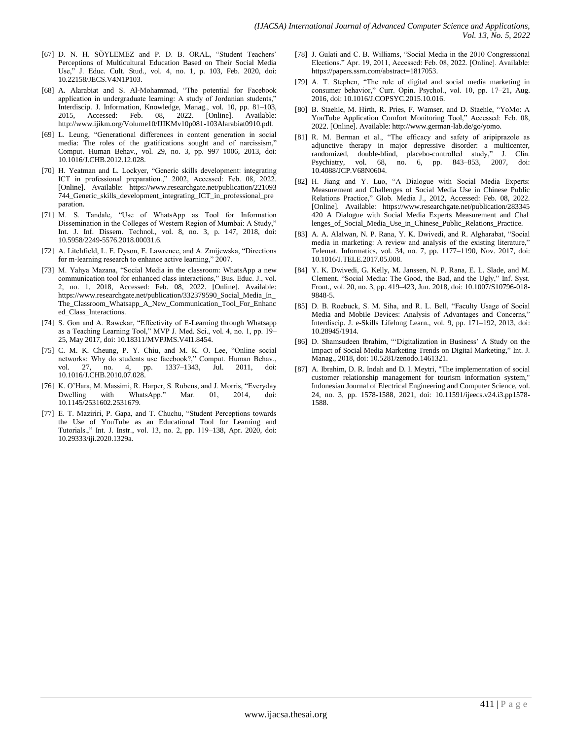[67] D. N. H. SÖYLEMEZ and P. D. B. ORAL, "Student Teachers' Perceptions of Multicultural Education Based on Their Social Media Use," J. Educ. Cult. Stud., vol. 4, no. 1, p. 103, Feb. 2020, doi: 10.22158/JECS.V4N1P103.

[68] A. Alarabiat and S. Al-Mohammad, "The potential for Facebook application in undergraduate learning: A study of Jordanian students," Interdiscip. J. Information, Knowledge, Manag., vol. 10, pp. 81–103, 2015, Accessed: Feb. 08, 2022. [Online]. Available: http://www.ijikm.org/Volume10/IJIKMv10p081-103Alarabiat0910.pdf.

[69] L. Leung, "Generational differences in content generation in social media: The roles of the gratifications sought and of narcissism," Comput. Human Behav., vol. 29, no. 3, pp. 997–1006, 2013, doi: 10.1016/J.CHB.2012.12.028.

[70] H. Yeatman and L. Lockyer, "Generic skills development: integrating ICT in professional preparation.," 2002, Accessed: Feb. 08, 2022. [Online]. Available: https://www.researchgate.net/publication/221093744_Generic_skills_development_integrating_ICT_in_professional_preparation.

[71] M. S. Tandale, "Use of WhatsApp as Tool for Information Dissemination in the Colleges of Western Region of Mumbai: A Study," Int. J. Inf. Dissem. Technol., vol. 8, no. 3, p. 147, 2018, doi: 10.5958/2249-5576.2018.00031.6.

[72] A. Litchfield, L. E. Dyson, E. Lawrence, and A. Zmijewska, "Directions for m-learning research to enhance active learning," 2007.

[73] M. Yahya Mazana, "Social Media in the classroom: WhatsApp a new communication tool for enhanced class interactions," Bus. Educ. J., vol. 2, no. 1, 2018, Accessed: Feb. 08, 2022. [Online]. Available: https://www.researchgate.net/publication/332379590_Social_Media_In_The_Classroom_Whatsapp_A_New_Communication_Tool_For_Enhanced_Class_Interactions.

[74] S. Gon and A. Rawekar, "Effectivity of E-Learning through Whatsapp as a Teaching Learning Tool," MVP J. Med. Sci., vol. 4, no. 1, pp. 19–25, May 2017, doi: 10.18311/MVPJMS.V4I1.8454.

[75] C. M. K. Cheung, P. Y. Chiu, and M. K. O. Lee, "Online social networks: Why do students use facebook?," Comput. Human Behav., vol. 27, no. 4, pp. 1337–1343, Jul. 2011, doi: 10.1016/J.CHB.2010.07.028.

[76] K. O'Hara, M. Massimi, R. Harper, S. Rubens, and J. Morris, "Everyday Dwelling with WhatsApp." Mar. 01, 2014, doi: 10.1145/2531602.2531679.

[77] E. T. Maziriri, P. Gapa, and T. Chuchu, "Student Perceptions towards the Use of YouTube as an Educational Tool for Learning and Tutorials.," Int. J. Instr., vol. 13, no. 2, pp. 119–138, Apr. 2020, doi: 10.29333/iji.2020.1329a.

[78] J. Gulati and C. B. Williams, "Social Media in the 2010 Congressional Elections." Apr. 19, 2011, Accessed: Feb. 08, 2022. [Online]. Available: https://papers.ssrn.com/abstract=1817053.

[79] A. T. Stephen, "The role of digital and social media marketing in consumer behavior," Curr. Opin. Psychol., vol. 10, pp. 17–21, Aug. 2016, doi: 10.1016/J.COPSYC.2015.10.016.

[80] B. Staehle, M. Hirth, R. Pries, F. Wamser, and D. Staehle, "YoMo: A YouTube Application Comfort Monitoring Tool," Accessed: Feb. 08, 2022. [Online]. Available: http://www.german-lab.de/go/yomo.

[81] R. M. Berman et al., "The efficacy and safety of aripiprazole as adjunctive therapy in major depressive disorder: a multicenter, randomized, double-blind, placebo-controlled study," J. Clin. Psychiatry, vol. 68, no. 6, pp. 843–853, 2007, doi: 10.4088/JCP.V68N0604.

[82] H. Jiang and Y. Luo, "A Dialogue with Social Media Experts: Measurement and Challenges of Social Media Use in Chinese Public Relations Practice," Glob. Media J., 2012, Accessed: Feb. 08, 2022. [Online]. Available: https://www.researchgate.net/publication/283345420_A_Dialogue_with_Social_Media_Experts_Measurement_and_Challenges_of_Social_Media_Use_in_Chinese_Public_Relations_Practice.

[83] A. A. Alalwan, N. P. Rana, Y. K. Dwivedi, and R. Algharabat, "Social media in marketing: A review and analysis of the existing literature," Telemat. Informatics, vol. 34, no. 7, pp. 1177–1190, Nov. 2017, doi: 10.1016/J.TELE.2017.05.008.

[84] Y. K. Dwivedi, G. Kelly, M. Janssen, N. P. Rana, E. L. Slade, and M. Clement, "Social Media: The Good, the Bad, and the Ugly," Inf. Syst. Front., vol. 20, no. 3, pp. 419–423, Jun. 2018, doi: 10.1007/S10796-018-9848-5.

[85] D. B. Roebuck, S. M. Siha, and R. L. Bell, "Faculty Usage of Social Media and Mobile Devices: Analysis of Advantages and Concerns," Interdiscip. J. e-Skills Lifelong Learn., vol. 9, pp. 171–192, 2013, doi: 10.28945/1914.

[86] D. Shamsudeen Ibrahim, "'Digitalization in Business' A Study on the Impact of Social Media Marketing Trends on Digital Marketing," Int. J. Manag., 2018, doi: 10.5281/zenodo.1461321.

[87] A. Ibrahim, D. R. Indah and D. I. Meytri, "The implementation of social customer relationship management for tourism information system," Indonesian Journal of Electrical Engineering and Computer Science, vol. 24, no. 3, pp. 1578-1588, 2021, doi: 10.11591/ijeecs.v24.i3.pp1578-1588.